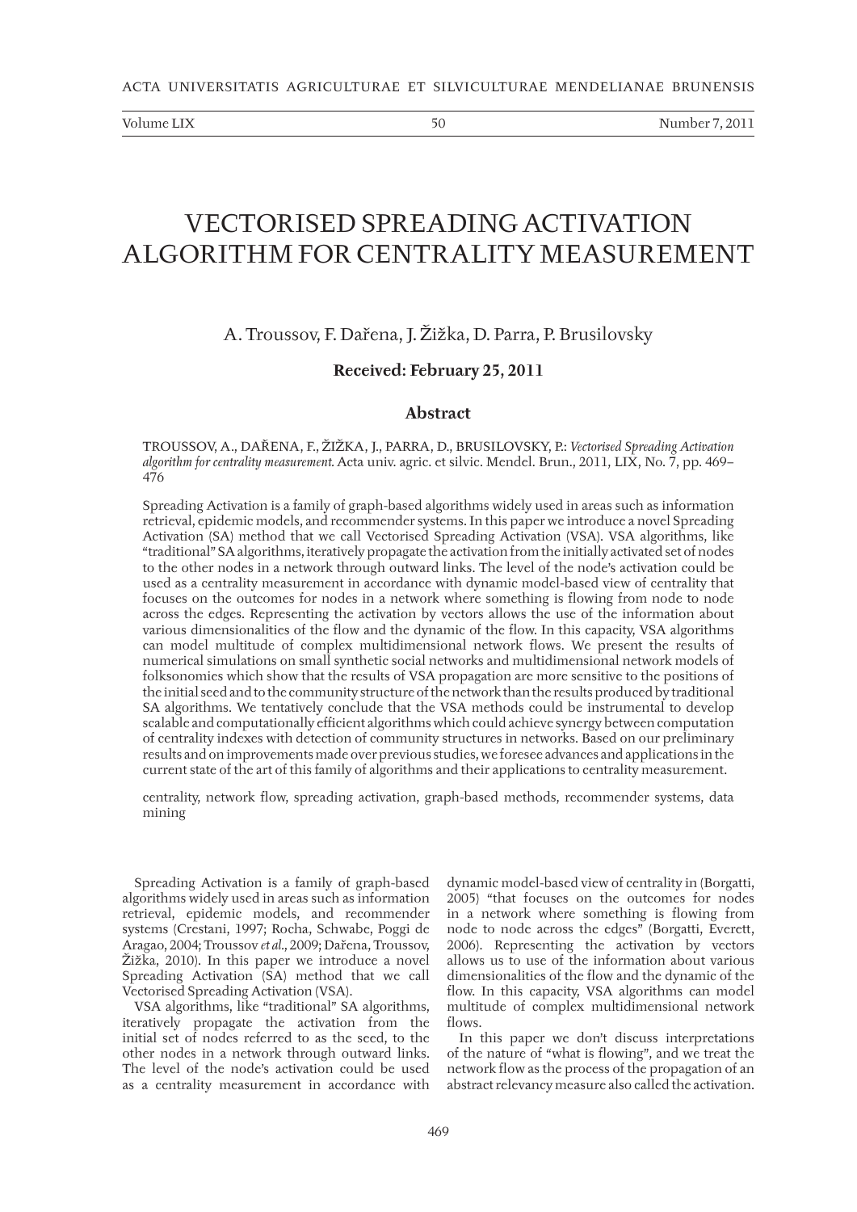# VECTORISED SPREADING ACTIVATION ALGORITHM FOR CENTRALITY MEASUREMENT

A. Troussov, F. Dařena, J. Žižka, D. Parra, P. Brusilovsky

**Received: February 25, 2011**

## Abstract

TROUSSOV, A., DAŘENA, F., ŽIŽKA, J., PARRA, D., BRUSILOVSKY, P.: *Vectorised Spreading Activation algorithm for centrality measurement.* Acta univ. agric. et silvic. Mendel. Brun., 2011, LIX, No. 7, pp. 469–476

Spreading Activation is a family of graph-based algorithms widely used in areas such as information retrieval, epidemic models, and recommender systems. In this paper we introduce a novel Spreading Activation (SA) method that we call Vectorised Spreading Activation (VSA). VSA algorithms, like "traditional" SA algorithms, iteratively propagate the activation from the initially activated set of nodes to the other nodes in a network through outward links. The level of the node's activation could be used as a centrality measurement in accordance with dynamic model-based view of centrality that focuses on the outcomes for nodes in a network where something is flowing from node to node across the edges. Representing the activation by vectors allows the use of the information about various dimensionalities of the flow and the dynamic of the flow. In this capacity, VSA algorithms can model multitude of complex multidimensional network flows. We present the results of numerical simulations on small synthetic social networks and multidimensional network models of folksonomies which show that the results of VSA propagation are more sensitive to the positions of the initial seed and to the community structure of the network than the results produced by traditional SA algorithms. We tentatively conclude that the VSA methods could be instrumental to develop scalable and computationally efficient algorithms which could achieve synergy between computation of centrality indexes with detection of community structures in networks. Based on our preliminary results and on improvements made over previous studies, we foresee advances and applications in the current state of the art of this family of algorithms and their applications to centrality measurement.

centrality, network flow, spreading activation, graph-based methods, recommender systems, data mining

Spreading Activation is a family of graph-based algorithms widely used in areas such as information retrieval, epidemic models, and recommender systems (Crestani, 1997; Rocha, Schwabe, Poggi de Aragao, 2004; Troussov *et al.*, 2009; Dařena, Troussov, Žižka, 2010). In this paper we introduce a novel Spreading Activation (SA) method that we call Vectorised Spreading Activation (VSA).

VSA algorithms, like "traditional" SA algorithms, iteratively propagate the activation from the initial set of nodes referred to as the seed, to the other nodes in a network through outward links. The level of the node's activation could be used as a centrality measurement in accordance with dynamic model-based view of centrality in (Borgatti, 2005) "that focuses on the outcomes for nodes in a network where something is flowing from node to node across the edges" (Borgatti, Everett, 2006). Representing the activation by vectors allows us to use of the information about various dimensionalities of the flow and the dynamic of the flow. In this capacity, VSA algorithms can model multitude of complex multidimensional network flows.

In this paper we don't discuss interpretations of the nature of "what is flowing", and we treat the network flow as the process of the propagation of an abstract relevancy measure also called the activation.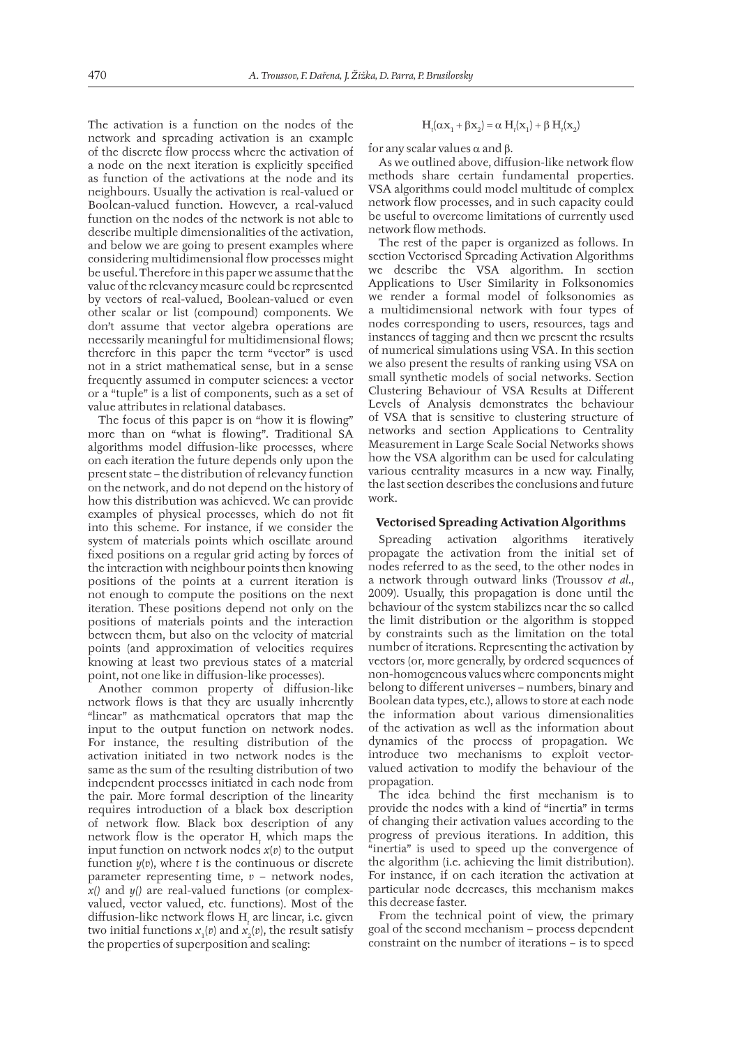The activation is a function on the nodes of the network and spreading activation is an example of the discrete flow process where the activation of a node on the next iteration is explicitly specified as function of the activations at the node and its neighbours. Usually the activation is real-valued or Boolean-valued function. However, a real-valued function on the nodes of the network is not able to describe multiple dimensionalities of the activation, and below we are going to present examples where considering multidimensional flow processes might be useful. Therefore in this paper we assume that the value of the relevancy measure could be represented by vectors of real-valued, Boolean-valued or even other scalar or list (compound) components. We don't assume that vector algebra operations are necessarily meaningful for multidimensional flows; therefore in this paper the term "vector" is used not in a strict mathematical sense, but in a sense frequently assumed in computer sciences: a vector or a "tuple" is a list of components, such as a set of value attributes in relational databases.

The focus of this paper is on "how it is flowing" more than on "what is flowing". Traditional SA algorithms model diffusion-like processes, where on each iteration the future depends only upon the present state – the distribution of relevancy function on the network, and do not depend on the history of how this distribution was achieved. We can provide examples of physical processes, which do not fit into this scheme. For instance, if we consider the system of materials points which oscillate around fixed positions on a regular grid acting by forces of the interaction with neighbour points then knowing positions of the points at a current iteration is not enough to compute the positions on the next iteration. These positions depend not only on the positions of materials points and the interaction between them, but also on the velocity of material points (and approximation of velocities requires knowing at least two previous states of a material point, not one like in diffusion-like processes).

Another common property of diffusion-like network flows is that they are usually inherently "linear" as mathematical operators that map the input to the output function on network nodes. For instance, the resulting distribution of the activation initiated in two network nodes is the same as the sum of the resulting distribution of two independent processes initiated in each node from the pair. More formal description of the linearity requires introduction of a black box description of network flow. Black box description of any network flow is the operator $H_t$ which maps the input function on network nodes $x(v)$ to the output function $y(v)$, where $t$ is the continuous or discrete parameter representing time, $v$ – network nodes, $x()$ and $y()$ are real-valued functions (or complex-valued, vector valued, etc. functions). Most of the diffusion-like network flows $H_t$ are linear, i.e. given two initial functions $x_1(v)$ and $x_2(v)$, the result satisfy the properties of superposition and scaling:

$$H_t(\alpha x_1 + \beta x_2) = \alpha\, H_t(x_1) + \beta\, H_t(x_2)$$

for any scalar values $\alpha$ and $\beta$.

As we outlined above, diffusion-like network flow methods share certain fundamental properties. VSA algorithms could model multitude of complex network flow processes, and in such capacity could be useful to overcome limitations of currently used network flow methods.

The rest of the paper is organized as follows. In section Vectorised Spreading Activation Algorithms we describe the VSA algorithm. In section Applications to User Similarity in Folksonomies we render a formal model of folksonomies as a multidimensional network with four types of nodes corresponding to users, resources, tags and instances of tagging and then we present the results of numerical simulations using VSA. In this section we also present the results of ranking using VSA on small synthetic models of social networks. Section Clustering Behaviour of VSA Results at Different Levels of Analysis demonstrates the behaviour of VSA that is sensitive to clustering structure of networks and section Applications to Centrality Measurement in Large Scale Social Networks shows how the VSA algorithm can be used for calculating various centrality measures in a new way. Finally, the last section describes the conclusions and future work.

## Vectorised Spreading Activation Algorithms

Spreading activation algorithms iteratively propagate the activation from the initial set of nodes referred to as the seed, to the other nodes in a network through outward links (Troussov *et al*., 2009). Usually, this propagation is done until the behaviour of the system stabilizes near the so called the limit distribution or the algorithm is stopped by constraints such as the limitation on the total number of iterations. Representing the activation by vectors (or, more generally, by ordered sequences of non-homogeneous values where components might belong to different universes – numbers, binary and Boolean data types, etc.), allows to store at each node the information about various dimensionalities of the activation as well as the information about dynamics of the process of propagation. We introduce two mechanisms to exploit vector-valued activation to modify the behaviour of the propagation.

The idea behind the first mechanism is to provide the nodes with a kind of "inertia" in terms of changing their activation values according to the progress of previous iterations. In addition, this "inertia" is used to speed up the convergence of the algorithm (i.e. achieving the limit distribution). For instance, if on each iteration the activation at particular node decreases, this mechanism makes this decrease faster.

From the technical point of view, the primary goal of the second mechanism – process dependent constraint on the number of iterations – is to speed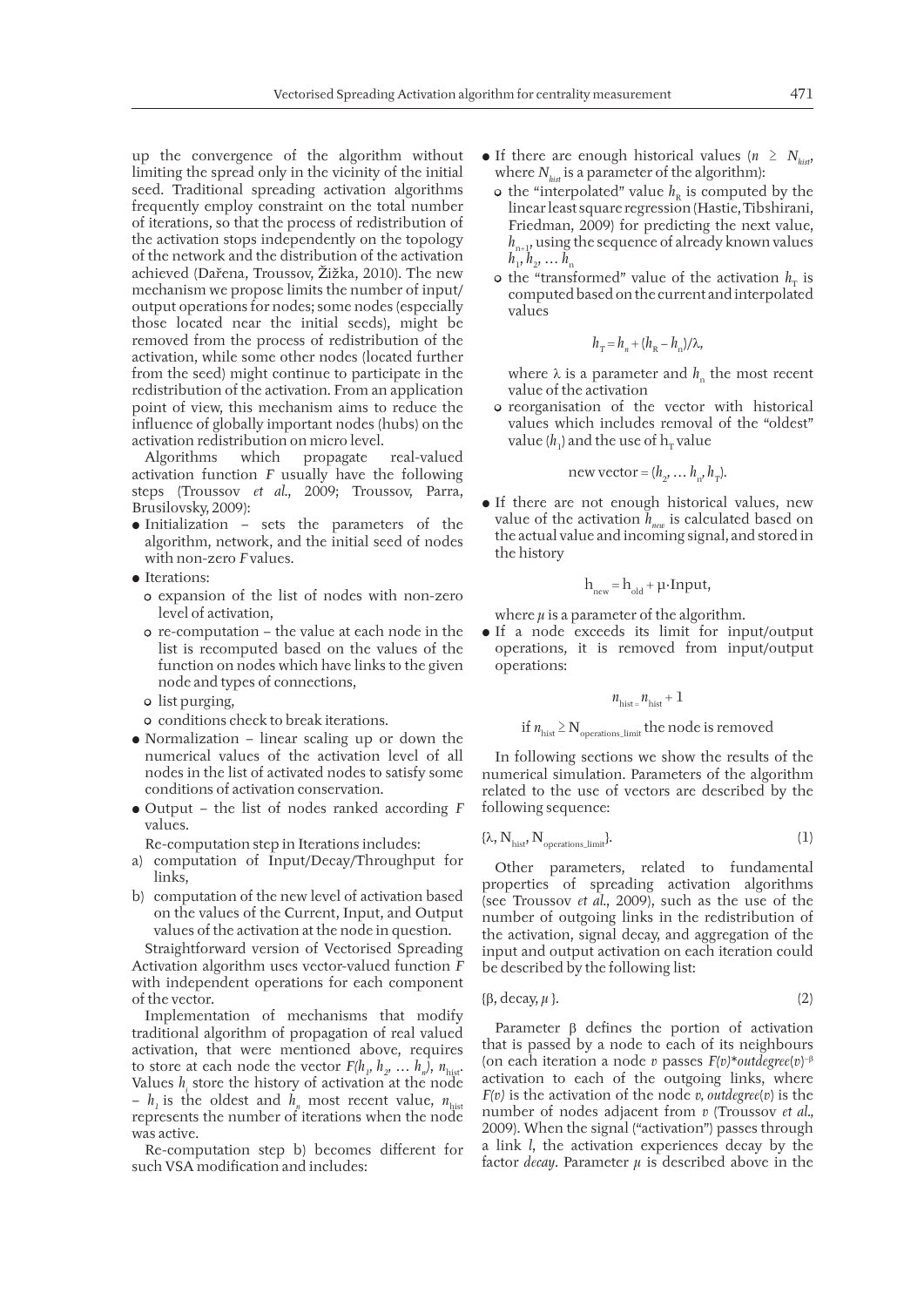up the convergence of the algorithm without limiting the spread only in the vicinity of the initial seed. Traditional spreading activation algorithms frequently employ constraint on the total number of iterations, so that the process of redistribution of the activation stops independently on the topology of the network and the distribution of the activation achieved (Dařena, Troussov, Žižka, 2010). The new mechanism we propose limits the number of input/output operations for nodes; some nodes (especially those located near the initial seeds), might be removed from the process of redistribution of the activation, while some other nodes (located further from the seed) might continue to participate in the redistribution of the activation. From an application point of view, this mechanism aims to reduce the influence of globally important nodes (hubs) on the activation redistribution on micro level.

Algorithms which propagate real-valued activation function *F* usually have the following steps (Troussov *et al.*, 2009; Troussov, Parra, Brusilovsky, 2009):

- Initialization – sets the parameters of the algorithm, network, and the initial seed of nodes with non-zero *F* values.
- Iterations:
  - expansion of the list of nodes with non-zero level of activation,
  - re-computation – the value at each node in the list is recomputed based on the values of the function on nodes which have links to the given node and types of connections,
  - list purging,
  - conditions check to break iterations.
- Normalization – linear scaling up or down the numerical values of the activation level of all nodes in the list of activated nodes to satisfy some conditions of activation conservation.
- Output – the list of nodes ranked according *F* values.

Re-computation step in Iterations includes:

a) computation of Input/Decay/Throughput for links,
b) computation of the new level of activation based on the values of the Current, Input, and Output values of the activation at the node in question.

Straightforward version of Vectorised Spreading Activation algorithm uses vector-valued function *F* with independent operations for each component of the vector.

Implementation of mechanisms that modify traditional algorithm of propagation of real valued activation, that were mentioned above, requires to store at each node the vector $F(h_1, h_2, \ldots h_n)$, $n_{\text{hist}}$. Values $h_i$ store the history of activation at the node – $h_1$ is the oldest and $h_n$ most recent value, $n_{\text{hist}}$ represents the number of iterations when the node was active.

Re-computation step b) becomes different for such VSA modification and includes:

- If there are enough historical values ($n \geq N_{hist}$, where $N_{hist}$ is a parameter of the algorithm):
  - the "interpolated" value $h_R$ is computed by the linear least square regression (Hastie, Tibshirani, Friedman, 2009) for predicting the next value, $h_{n+1}$, using the sequence of already known values $h_1, h_2, \ldots h_n$
  - the "transformed" value of the activation $h_T$ is computed based on the current and interpolated values

$$h_T = h_n + (h_R - h_n)/\lambda,$$

    where λ is a parameter and $h_n$ the most recent value of the activation
  - reorganisation of the vector with historical values which includes removal of the "oldest" value ($h_1$) and the use of $h_T$ value

$$\text{new vector} = (h_2, \ldots h_n, h_T).$$

- If there are not enough historical values, new value of the activation $h_{new}$ is calculated based on the actual value and incoming signal, and stored in the history

$$h_{\text{new}} = h_{\text{old}} + \mu \cdot \text{Input},$$

  where $\mu$ is a parameter of the algorithm.
- If a node exceeds its limit for input/output operations, it is removed from input/output operations:

$$n_{\text{hist}} = n_{\text{hist}} + 1$$

$$\text{if } n_{\text{hist}} \geq N_{\text{operations\_limit}} \text{ the node is removed}$$

In following sections we show the results of the numerical simulation. Parameters of the algorithm related to the use of vectors are described by the following sequence:

$$\{\lambda, N_{\text{hist}}, N_{\text{operations\_limit}}\}. \tag{1}$$

Other parameters, related to fundamental properties of spreading activation algorithms (see Troussov *et al.*, 2009), such as the use of the number of outgoing links in the redistribution of the activation, signal decay, and aggregation of the input and output activation on each iteration could be described by the following list:

$$\{\beta, \text{decay}, \mu\}. \tag{2}$$

Parameter β defines the portion of activation that is passed by a node to each of its neighbours (on each iteration a node *v* passes $F(v) * outdegree(v)^{-\beta}$ activation to each of the outgoing links, where $F(v)$ is the activation of the node *v*, $outdegree(v)$ is the number of nodes adjacent from *v* (Troussov *et al.*, 2009). When the signal ("activation") passes through a link *l*, the activation experiences decay by the factor *decay*. Parameter $\mu$ is described above in the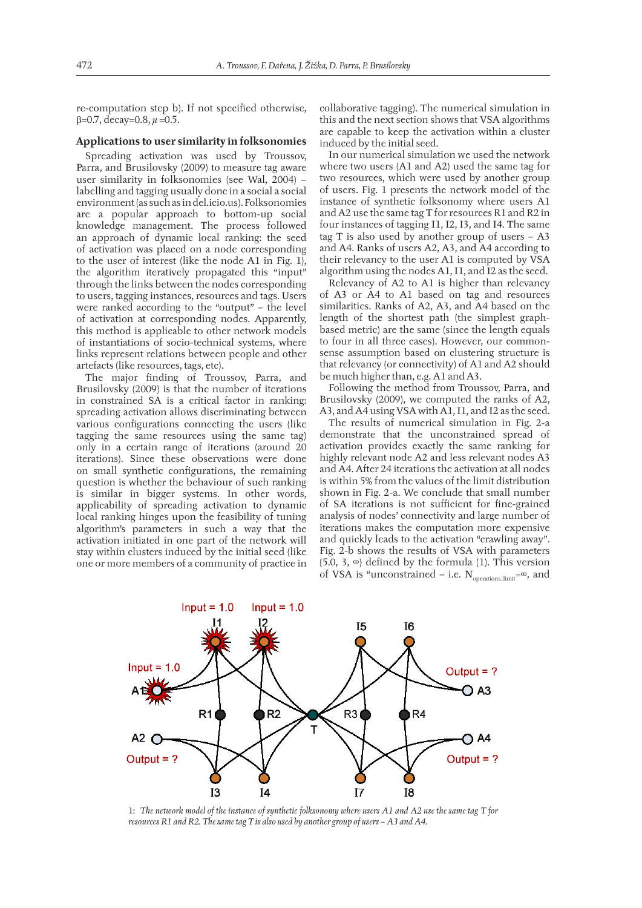re-computation step b). If not specified otherwise, β=0.7, decay=0.8, $\mu$ =0.5.

## Applications to user similarity in folksonomies

Spreading activation was used by Troussov, Parra, and Brusilovsky (2009) to measure tag aware user similarity in folksonomies (see Wal, 2004) – labelling and tagging usually done in a social a social environment (as such as in del.icio.us). Folksonomies are a popular approach to bottom-up social knowledge management. The process followed an approach of dynamic local ranking: the seed of activation was placed on a node corresponding to the user of interest (like the node A1 in Fig. 1), the algorithm iteratively propagated this "input" through the links between the nodes corresponding to users, tagging instances, resources and tags. Users were ranked according to the "output" – the level of activation at corresponding nodes. Apparently, this method is applicable to other network models of instantiations of socio-technical systems, where links represent relations between people and other artefacts (like resources, tags, etc).

The major finding of Troussov, Parra, and Brusilovsky (2009) is that the number of iterations in constrained SA is a critical factor in ranking: spreading activation allows discriminating between various configurations connecting the users (like tagging the same resources using the same tag) only in a certain range of iterations (around 20 iterations). Since these observations were done on small synthetic configurations, the remaining question is whether the behaviour of such ranking is similar in bigger systems. In other words, applicability of spreading activation to dynamic local ranking hinges upon the feasibility of tuning algorithm's parameters in such a way that the activation initiated in one part of the network will stay within clusters induced by the initial seed (like one or more members of a community of practice in collaborative tagging). The numerical simulation in this and the next section shows that VSA algorithms are capable to keep the activation within a cluster induced by the initial seed.

In our numerical simulation we used the network where two users (A1 and A2) used the same tag for two resources, which were used by another group of users. Fig. 1 presents the network model of the instance of synthetic folksonomy where users A1 and A2 use the same tag T for resources R1 and R2 in four instances of tagging I1, I2, I3, and I4. The same tag T is also used by another group of users – A3 and A4. Ranks of users A2, A3, and A4 according to their relevancy to the user A1 is computed by VSA algorithm using the nodes A1, I1, and I2 as the seed.

Relevancy of A2 to A1 is higher than relevancy of A3 or A4 to A1 based on tag and resources similarities. Ranks of A2, A3, and A4 based on the length of the shortest path (the simplest graph-based metric) are the same (since the length equals to four in all three cases). However, our common-sense assumption based on clustering structure is that relevancy (or connectivity) of A1 and A2 should be much higher than, e.g. A1 and A3.

Following the method from Troussov, Parra, and Brusilovsky (2009), we computed the ranks of A2, A3, and A4 using VSA with A1, I1, and I2 as the seed.

The results of numerical simulation in Fig. 2-a demonstrate that the unconstrained spread of activation provides exactly the same ranking for highly relevant node A2 and less relevant nodes A3 and A4. After 24 iterations the activation at all nodes is within 5% from the values of the limit distribution shown in Fig. 2-a. We conclude that small number of SA iterations is not sufficient for fine-grained analysis of nodes' connectivity and large number of iterations makes the computation more expensive and quickly leads to the activation "crawling away". Fig. 2-b shows the results of VSA with parameters {5.0, 3, ∞} defined by the formula (1). This version of VSA is "unconstrained – i.e. $N_{operations\_limit}=\infty$, and

1: *The network model of the instance of synthetic folksonomy where users A1 and A2 use the same tag T for resources R1 and R2. The same tag T is also used by another group of users – A3 and A4.*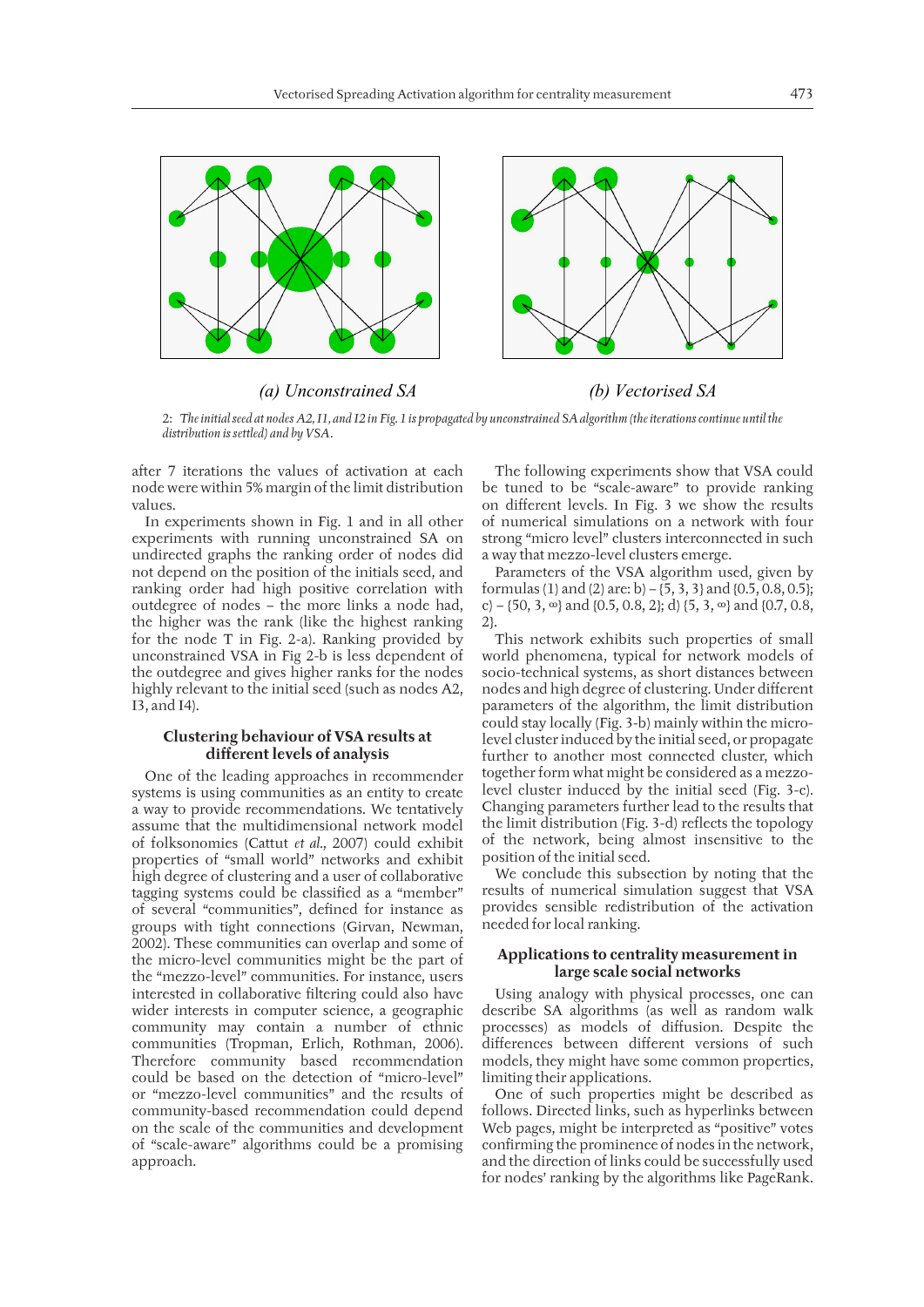(a) Unconstrained SA

(b) Vectorised SA

2: *The initial seed at nodes A2, I1, and I2 in Fig. 1 is propagated by unconstrained SA algorithm (the iterations continue until the distribution is settled) and by VSA.*

after 7 iterations the values of activation at each node were within 5% margin of the limit distribution values.

In experiments shown in Fig. 1 and in all other experiments with running unconstrained SA on undirected graphs the ranking order of nodes did not depend on the position of the initials seed, and ranking order had high positive correlation with outdegree of nodes – the more links a node had, the higher was the rank (like the highest ranking for the node T in Fig. 2-a). Ranking provided by unconstrained VSA in Fig 2-b is less dependent of the outdegree and gives higher ranks for the nodes highly relevant to the initial seed (such as nodes A2, I3, and I4).

## Clustering behaviour of VSA results at different levels of analysis

One of the leading approaches in recommender systems is using communities as an entity to create a way to provide recommendations. We tentatively assume that the multidimensional network model of folksonomies (Cattut *et al.*, 2007) could exhibit properties of "small world" networks and exhibit high degree of clustering and a user of collaborative tagging systems could be classified as a "member" of several "communities", defined for instance as groups with tight connections (Girvan, Newman, 2002). These communities can overlap and some of the micro-level communities might be the part of the "mezzo-level" communities. For instance, users interested in collaborative filtering could also have wider interests in computer science, a geographic community may contain a number of ethnic communities (Tropman, Erlich, Rothman, 2006). Therefore community based recommendation could be based on the detection of "micro-level" or "mezzo-level communities" and the results of community-based recommendation could depend on the scale of the communities and development of "scale-aware" algorithms could be a promising approach.

The following experiments show that VSA could be tuned to be "scale-aware" to provide ranking on different levels. In Fig. 3 we show the results of numerical simulations on a network with four strong "micro level" clusters interconnected in such a way that mezzo-level clusters emerge.

Parameters of the VSA algorithm used, given by formulas (1) and (2) are: b) – {5, 3, 3} and {0.5, 0.8, 0.5}; c) – {50, 3, ∞} and {0.5, 0.8, 2}; d) {5, 3, ∞} and {0.7, 0.8, 2}.

This network exhibits such properties of small world phenomena, typical for network models of socio-technical systems, as short distances between nodes and high degree of clustering. Under different parameters of the algorithm, the limit distribution could stay locally (Fig. 3-b) mainly within the micro-level cluster induced by the initial seed, or propagate further to another most connected cluster, which together form what might be considered as a mezzo-level cluster induced by the initial seed (Fig. 3-c). Changing parameters further lead to the results that the limit distribution (Fig. 3-d) reflects the topology of the network, being almost insensitive to the position of the initial seed.

We conclude this subsection by noting that the results of numerical simulation suggest that VSA provides sensible redistribution of the activation needed for local ranking.

## Applications to centrality measurement in large scale social networks

Using analogy with physical processes, one can describe SA algorithms (as well as random walk processes) as models of diffusion. Despite the differences between different versions of such models, they might have some common properties, limiting their applications.

One of such properties might be described as follows. Directed links, such as hyperlinks between Web pages, might be interpreted as "positive" votes confirming the prominence of nodes in the network, and the direction of links could be successfully used for nodes' ranking by the algorithms like PageRank.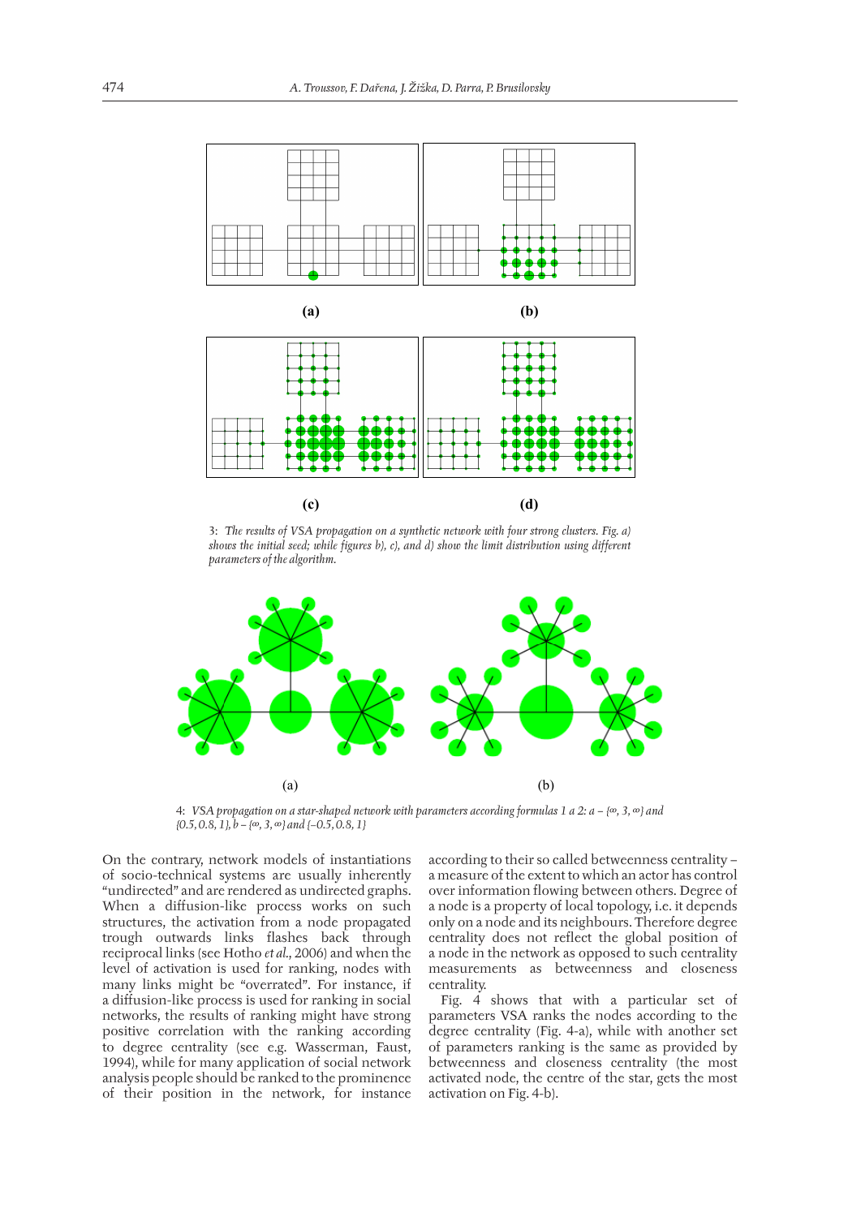(a)

(b)

(c)

(d)

3: *The results of VSA propagation on a synthetic network with four strong clusters. Fig. a) shows the initial seed; while figures b), c), and d) show the limit distribution using different parameters of the algorithm.*

(a)

(b)

4: *VSA propagation on a star-shaped network with parameters according formulas 1 a 2: a – {∞, 3, ∞} and {0.5, 0.8, 1}, b – {∞, 3, ∞} and {–0.5, 0.8, 1}*

On the contrary, network models of instantiations of socio-technical systems are usually inherently "undirected" and are rendered as undirected graphs. When a diffusion-like process works on such structures, the activation from a node propagated trough outwards links flashes back through reciprocal links (see Hotho *et al.*, 2006) and when the level of activation is used for ranking, nodes with many links might be "overrated". For instance, if a diffusion-like process is used for ranking in social networks, the results of ranking might have strong positive correlation with the ranking according to degree centrality (see e.g. Wasserman, Faust, 1994), while for many application of social network analysis people should be ranked to the prominence of their position in the network, for instance according to their so called betweenness centrality – a measure of the extent to which an actor has control over information flowing between others. Degree of a node is a property of local topology, i.e. it depends only on a node and its neighbours. Therefore degree centrality does not reflect the global position of a node in the network as opposed to such centrality measurements as betweenness and closeness centrality.

Fig. 4 shows that with a particular set of parameters VSA ranks the nodes according to the degree centrality (Fig. 4-a), while with another set of parameters ranking is the same as provided by betweenness and closeness centrality (the most activated node, the centre of the star, gets the most activation on Fig. 4-b).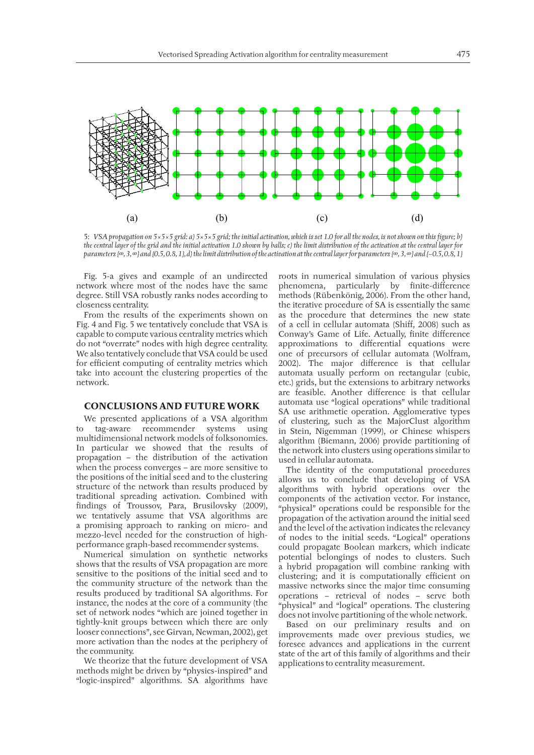(a) (b) (c) (d)

5: *VSA propagation on 5×5×5 grid: a) 5×5×5 grid; the initial activation, which is set 1.0 for all the nodes, is not shown on this figure; b) the central layer of the grid and the initial activation 1.0 shown by balls; c) the limit distribution of the activation at the central layer for parameters {∞, 3, ∞} and {0.5, 0.8, 1}, d) the limit distribution of the activation at the central layer for parameters {∞, 3, ∞} and {–0.5, 0.8, 1}*

Fig. 5-a gives and example of an undirected network where most of the nodes have the same degree. Still VSA robustly ranks nodes according to closeness centrality.

From the results of the experiments shown on Fig. 4 and Fig. 5 we tentatively conclude that VSA is capable to compute various centrality metrics which do not "overrate" nodes with high degree centrality. We also tentatively conclude that VSA could be used for efficient computing of centrality metrics which take into account the clustering properties of the network.

## CONCLUSIONS AND FUTURE WORK

We presented applications of a VSA algorithm to tag-aware recommender systems using multidimensional network models of folksonomies. In particular we showed that the results of propagation – the distribution of the activation when the process converges – are more sensitive to the positions of the initial seed and to the clustering structure of the network than results produced by traditional spreading activation. Combined with findings of Troussov, Parra, Brusilovsky (2009), we tentatively assume that VSA algorithms are a promising approach to ranking on micro- and mezzo-level needed for the construction of high-performance graph-based recommender systems.

Numerical simulation on synthetic networks shows that the results of VSA propagation are more sensitive to the positions of the initial seed and to the community structure of the network than the results produced by traditional SA algorithms. For instance, the nodes at the core of a community (the set of network nodes "which are joined together in tightly-knit groups between which there are only looser connections", see Girvan, Newman, 2002), get more activation than the nodes at the periphery of the community.

We theorize that the future development of VSA methods might be driven by "physics-inspired" and "logic-inspired" algorithms. SA algorithms have roots in numerical simulation of various physics phenomena, particularly by finite-difference methods (Rübenkönig, 2006). From the other hand, the iterative procedure of SA is essentially the same as the procedure that determines the new state of a cell in cellular automata (Shiff, 2008) such as Conway's Game of Life. Actually, finite difference approximations to differential equations were one of precursors of cellular automata (Wolfram, 2002). The major difference is that cellular automata usually perform on rectangular (cubic, etc.) grids, but the extensions to arbitrary networks are feasible. Another difference is that cellular automata use "logical operations" while traditional SA use arithmetic operation. Agglomerative types of clustering, such as the MajorClust algorithm in Stein, Nigemman (1999), or Chinese whispers algorithm (Biemann, 2006) provide partitioning of the network into clusters using operations similar to used in cellular automata.

The identity of the computational procedures allows us to conclude that developing of VSA algorithms with hybrid operations over the components of the activation vector. For instance, "physical" operations could be responsible for the propagation of the activation around the initial seed and the level of the activation indicates the relevancy of nodes to the initial seeds. "Logical" operations could propagate Boolean markers, which indicate potential belongings of nodes to clusters. Such a hybrid propagation will combine ranking with clustering; and it is computationally efficient on massive networks since the major time consuming operations – retrieval of nodes – serve both "physical" and "logical" operations. The clustering does not involve partitioning of the whole network.

Based on our preliminary results and on improvements made over previous studies, we foresee advances and applications in the current state of the art of this family of algorithms and their applications to centrality measurement.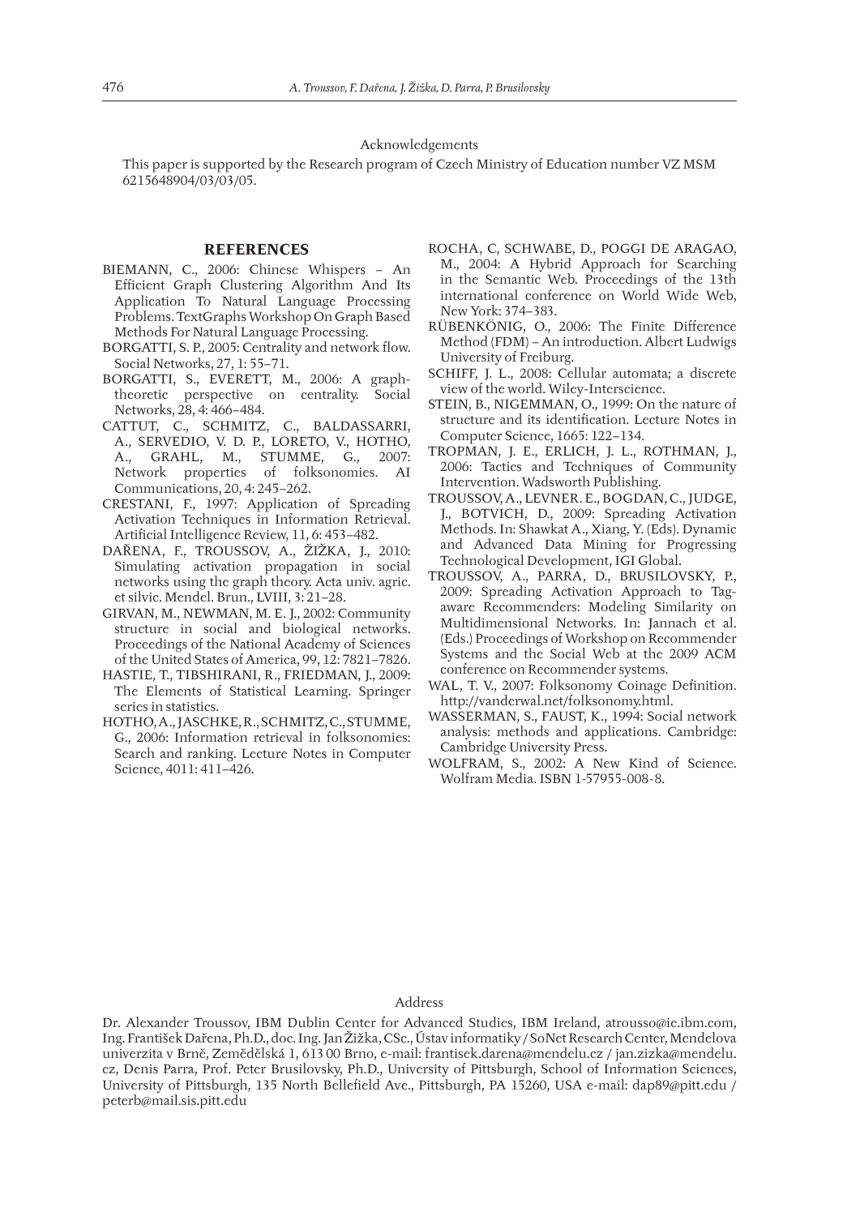Acknowledgements

This paper is supported by the Research program of Czech Ministry of Education number VZ MSM 6215648904/03/03/05.

## REFERENCES

BIEMANN, C., 2006: Chinese Whispers – An Efficient Graph Clustering Algorithm And Its Application To Natural Language Processing Problems. TextGraphs Workshop On Graph Based Methods For Natural Language Processing.

BORGATTI, S. P., 2005: Centrality and network flow. Social Networks, 27, 1: 55–71.

BORGATTI, S., EVERETT, M., 2006: A graph-theoretic perspective on centrality. Social Networks, 28, 4: 466–484.

CATTUT, C., SCHMITZ, C., BALDASSARRI, A., SERVEDIO, V. D. P., LORETO, V., HOTHO, A., GRAHL, M., STUMME, G., 2007: Network properties of folksonomies. AI Communications, 20, 4: 245–262.

CRESTANI, F., 1997: Application of Spreading Activation Techniques in Information Retrieval. Artificial Intelligence Review, 11, 6: 453–482.

DAŘENA, F., TROUSSOV, A., ŽIŽKA, J., 2010: Simulating activation propagation in social networks using the graph theory. Acta univ. agric. et silvic. Mendel. Brun., LVIII, 3: 21–28.

GIRVAN, M., NEWMAN, M. E. J., 2002: Community structure in social and biological networks. Proceedings of the National Academy of Sciences of the United States of America, 99, 12: 7821–7826.

HASTIE, T., TIBSHIRANI, R., FRIEDMAN, J., 2009: The Elements of Statistical Learning. Springer series in statistics.

HOTHO, A., JASCHKE, R., SCHMITZ, C., STUMME, G., 2006: Information retrieval in folksonomies: Search and ranking. Lecture Notes in Computer Science, 4011: 411–426.

ROCHA, C, SCHWABE, D., POGGI DE ARAGAO, M., 2004: A Hybrid Approach for Searching in the Semantic Web. Proceedings of the 13th international conference on World Wide Web, New York: 374–383.

RÜBENKÖNIG, O., 2006: The Finite Difference Method (FDM) – An introduction. Albert Ludwigs University of Freiburg.

SCHIFF, J. L., 2008: Cellular automata; a discrete view of the world. Wiley-Interscience.

STEIN, B., NIGEMMAN, O., 1999: On the nature of structure and its identification. Lecture Notes in Computer Science, 1665: 122–134.

TROPMAN, J. E., ERLICH, J. L., ROTHMAN, J., 2006: Tactics and Techniques of Community Intervention. Wadsworth Publishing.

TROUSSOV, A., LEVNER. E., BOGDAN, C., JUDGE, J., BOTVICH, D., 2009: Spreading Activation Methods. In: Shawkat A., Xiang, Y. (Eds). Dynamic and Advanced Data Mining for Progressing Technological Development, IGI Global.

TROUSSOV, A., PARRA, D., BRUSILOVSKY, P., 2009: Spreading Activation Approach to Tag-aware Recommenders: Modeling Similarity on Multidimensional Networks. In: Jannach et al. (Eds.) Proceedings of Workshop on Recommender Systems and the Social Web at the 2009 ACM conference on Recommender systems.

WAL, T. V., 2007: Folksonomy Coinage Definition. http://vanderwal.net/folksonomy.html.

WASSERMAN, S., FAUST, K., 1994: Social network analysis: methods and applications. Cambridge: Cambridge University Press.

WOLFRAM, S., 2002: A New Kind of Science. Wolfram Media. ISBN 1-57955-008-8.

Address

Dr. Alexander Troussov, IBM Dublin Center for Advanced Studies, IBM Ireland, atrousso@ie.ibm.com, Ing. František Dařena, Ph.D., doc. Ing. Jan Žižka, CSc., Ústav informatiky / SoNet Research Center, Mendelova univerzita v Brně, Zemědělská 1, 613 00 Brno, e-mail: frantisek.darena@mendelu.cz / jan.zizka@mendelu.cz, Denis Parra, Prof. Peter Brusilovsky, Ph.D., University of Pittsburgh, School of Information Sciences, University of Pittsburgh, 135 North Bellefield Ave., Pittsburgh, PA 15260, USA e-mail: dap89@pitt.edu / peterb@mail.sis.pitt.edu